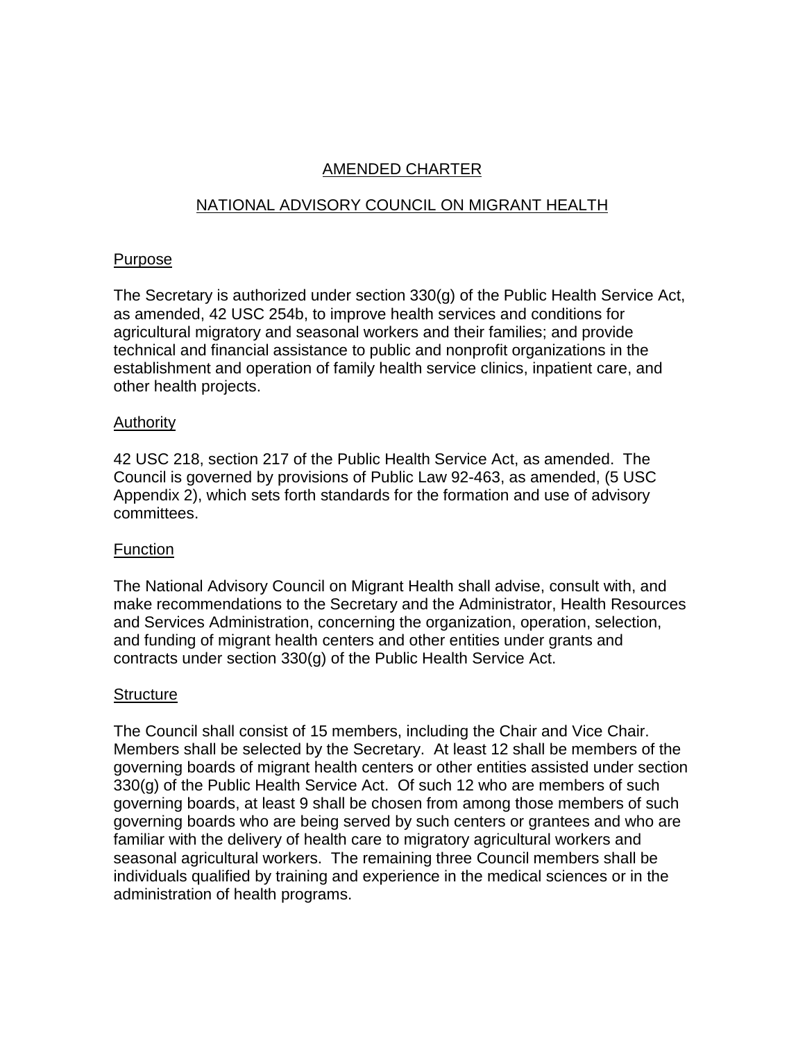# AMENDED CHARTER

## NATIONAL ADVISORY COUNCIL ON MIGRANT HEALTH

### Purpose

The Secretary is authorized under section 330(g) of the Public Health Service Act, as amended, 42 USC 254b, to improve health services and conditions for agricultural migratory and seasonal workers and their families; and provide technical and financial assistance to public and nonprofit organizations in the establishment and operation of family health service clinics, inpatient care, and other health projects.

### Authority

42 USC 218, section 217 of the Public Health Service Act, as amended. The Council is governed by provisions of Public Law 92-463, as amended, (5 USC Appendix 2), which sets forth standards for the formation and use of advisory committees.

### Function

The National Advisory Council on Migrant Health shall advise, consult with, and make recommendations to the Secretary and the Administrator, Health Resources and Services Administration, concerning the organization, operation, selection, and funding of migrant health centers and other entities under grants and contracts under section 330(g) of the Public Health Service Act.

### Structure

The Council shall consist of 15 members, including the Chair and Vice Chair. Members shall be selected by the Secretary. At least 12 shall be members of the governing boards of migrant health centers or other entities assisted under section 330(g) of the Public Health Service Act. Of such 12 who are members of such governing boards, at least 9 shall be chosen from among those members of such governing boards who are being served by such centers or grantees and who are familiar with the delivery of health care to migratory agricultural workers and seasonal agricultural workers. The remaining three Council members shall be individuals qualified by training and experience in the medical sciences or in the administration of health programs.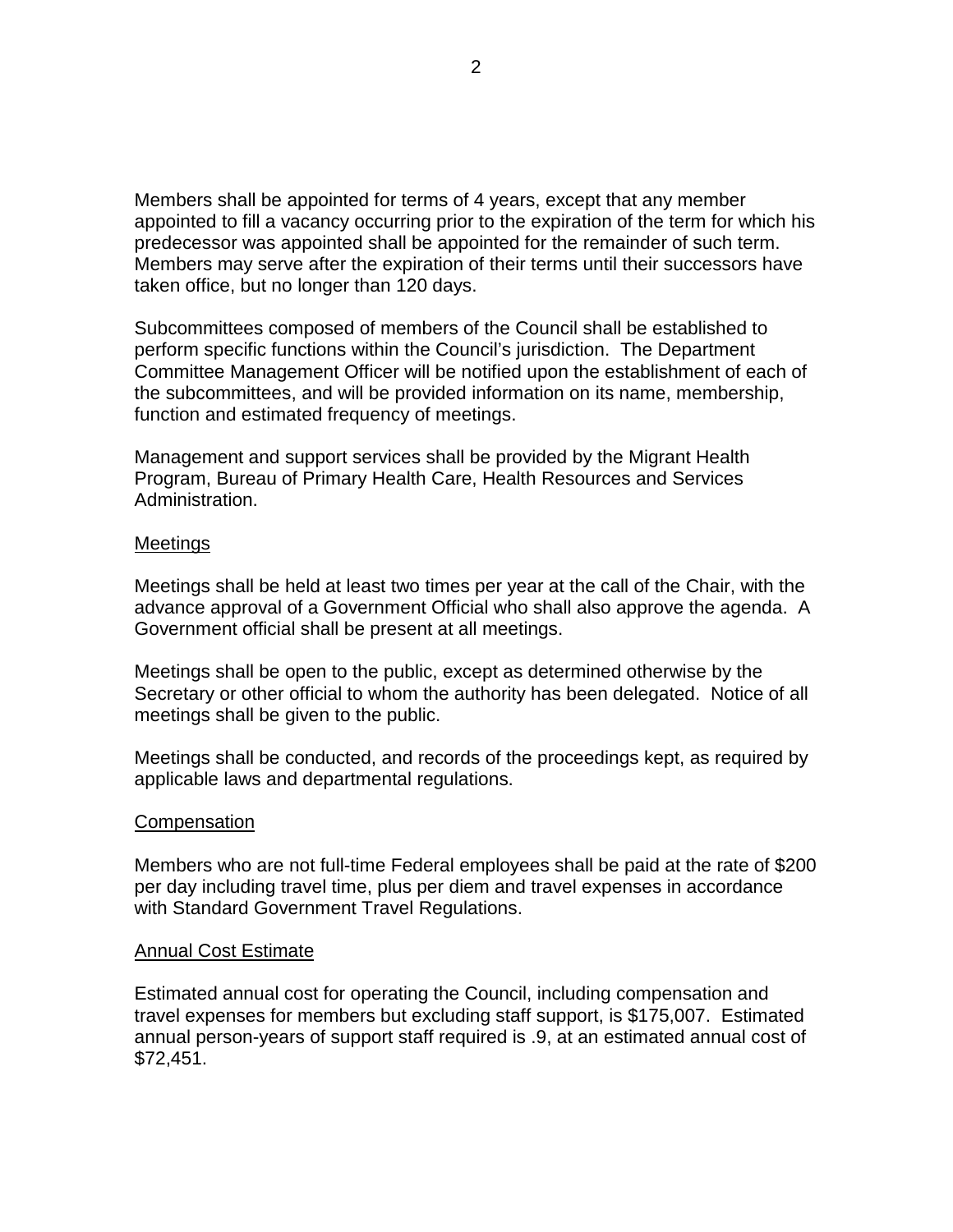Members shall be appointed for terms of 4 years, except that any member appointed to fill a vacancy occurring prior to the expiration of the term for which his predecessor was appointed shall be appointed for the remainder of such term. Members may serve after the expiration of their terms until their successors have taken office, but no longer than 120 days.

Subcommittees composed of members of the Council shall be established to perform specific functions within the Council's jurisdiction. The Department Committee Management Officer will be notified upon the establishment of each of the subcommittees, and will be provided information on its name, membership, function and estimated frequency of meetings.

Management and support services shall be provided by the Migrant Health Program, Bureau of Primary Health Care, Health Resources and Services Administration.

## Meetings

Meetings shall be held at least two times per year at the call of the Chair, with the advance approval of a Government Official who shall also approve the agenda. A Government official shall be present at all meetings.

Meetings shall be open to the public, except as determined otherwise by the Secretary or other official to whom the authority has been delegated. Notice of all meetings shall be given to the public.

Meetings shall be conducted, and records of the proceedings kept, as required by applicable laws and departmental regulations.

## Compensation

Members who are not full-time Federal employees shall be paid at the rate of $200 per day including travel time, plus per diem and travel expenses in accordance with Standard Government Travel Regulations.

## Annual Cost Estimate

Estimated annual cost for operating the Council, including compensation and travel expenses for members but excluding staff support, is $175,007. Estimated annual person-years of support staff required is .9, at an estimated annual cost of $72,451.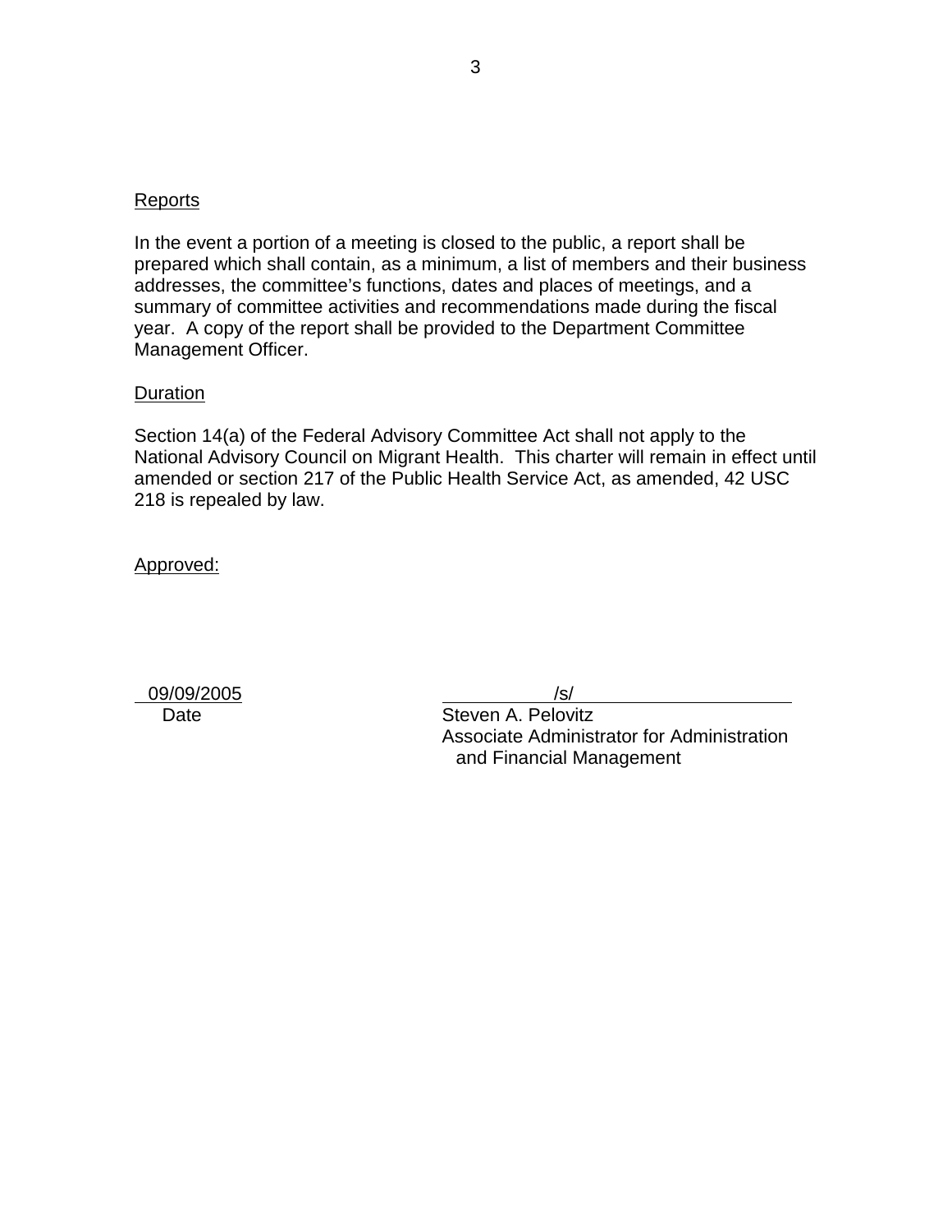Reports

In the event a portion of a meeting is closed to the public, a report shall be prepared which shall contain, as a minimum, a list of members and their business addresses, the committee's functions, dates and places of meetings, and a summary of committee activities and recommendations made during the fiscal year. A copy of the report shall be provided to the Department Committee Management Officer.

Duration

Section 14(a) of the Federal Advisory Committee Act shall not apply to the National Advisory Council on Migrant Health. This charter will remain in effect until amended or section 217 of the Public Health Service Act, as amended, 42 USC 218 is repealed by law.

Approved:

09/09/2005
Date

/s/
Steven A. Pelovitz
Associate Administrator for Administration and Financial Management